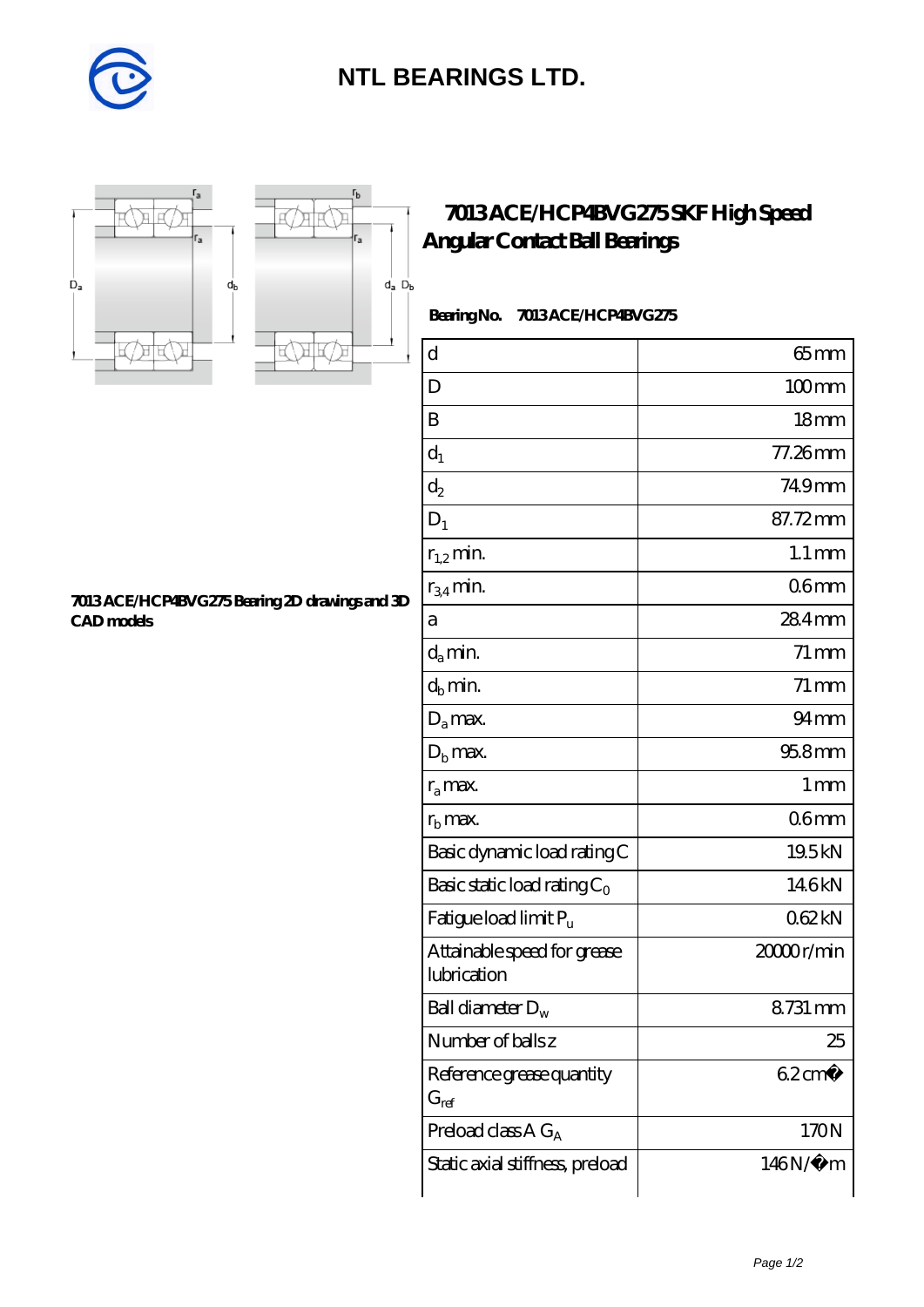# NTL BEARINGS LTD.

## 7013 ACE/HCP4BVG275 SKF High Speed Angular Contact Ball Bearings

**7013 ACE/HCP4BVG275 Bearing 2D drawings and 3D CAD models**

**Bearing No.** 7013 ACE/HCP4BVG275

| | |
|---|---|
| d | 65 mm |
| D | 100 mm |
| B | 18 mm |
| $d_1$ | 77.26 mm |
| $d_2$ | 74.9 mm |
| $D_1$ | 87.72 mm |
| $r_{1,2}$ min. | 1.1 mm |
| $r_{3,4}$ min. | 0.6 mm |
| a | 28.4 mm |
| $d_a$ min. | 71 mm |
| $d_b$ min. | 71 mm |
| $D_a$ max. | 94 mm |
| $D_b$ max. | 95.8 mm |
| $r_a$ max. | 1 mm |
| $r_b$ max. | 0.6 mm |
| Basic dynamic load rating C | 19.5 kN |
| Basic static load rating $C_0$ | 14.6 kN |
| Fatigue load limit $P_u$ | 0.62 kN |
| Attainable speed for grease lubrication | 20000 r/min |
| Ball diameter $D_w$ | 8.731 mm |
| Number of balls z | 25 |
| Reference grease quantity $G_{ref}$ | 6.2 cm� |
| Preload class A $G_A$ | 170 N |
| Static axial stiffness, preload | 146 N/�m |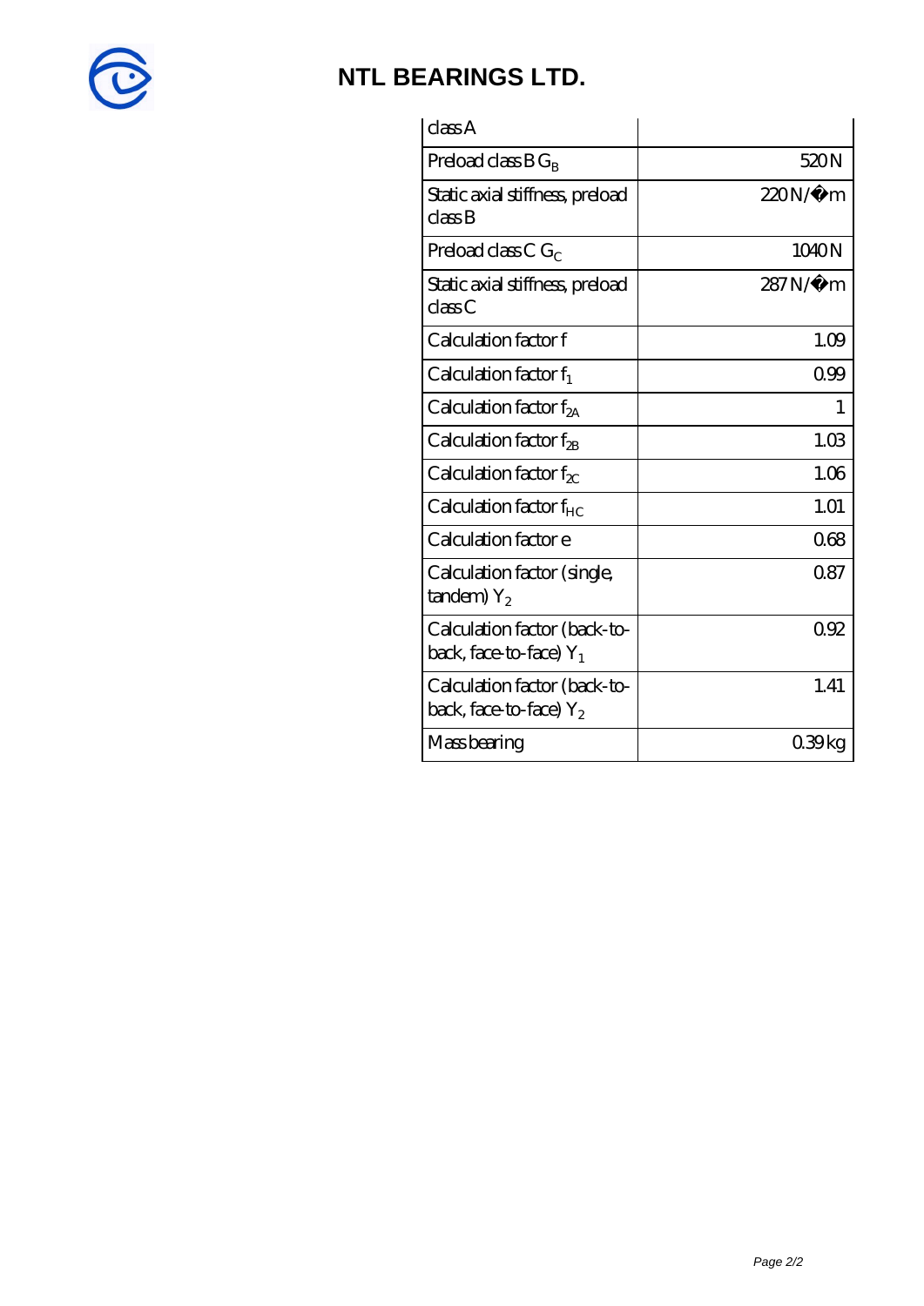# NTL BEARINGS LTD.

| | |
|---|---|
| class A | |
| Preload class B $G_B$ | 520 N |
| Static axial stiffness, preload class B | 220 N/�m |
| Preload class C $G_C$ | 1040 N |
| Static axial stiffness, preload class C | 287 N/�m |
| Calculation factor f | 1.09 |
| Calculation factor $f_1$ | 0.99 |
| Calculation factor $f_{2A}$ | 1 |
| Calculation factor $f_{2B}$ | 1.03 |
| Calculation factor $f_{2C}$ | 1.06 |
| Calculation factor $f_{HC}$ | 1.01 |
| Calculation factor e | 0.68 |
| Calculation factor (single, tandem) $Y_2$ | 0.87 |
| Calculation factor (back-to-back, face-to-face) $Y_1$ | 0.92 |
| Calculation factor (back-to-back, face-to-face) $Y_2$ | 1.41 |
| Mass bearing | 0.39 kg |